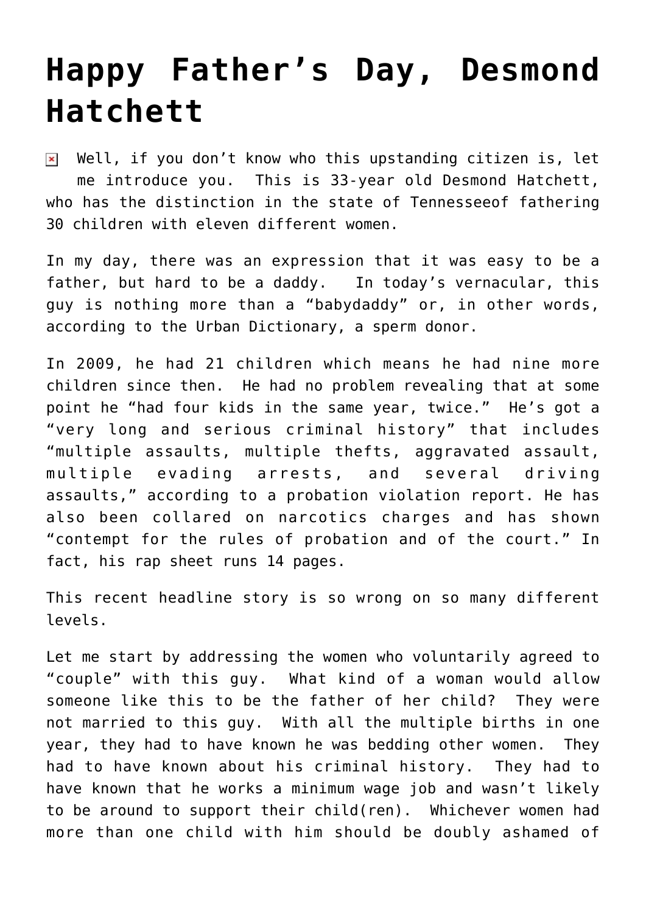# Happy Father's Day, Desmond Hatchett

Well, if you don't know who this upstanding citizen is, let me introduce you. This is 33-year old Desmond Hatchett, who has the distinction in the state of Tennesseeof fathering 30 children with eleven different women.

In my day, there was an expression that it was easy to be a father, but hard to be a daddy. In today's vernacular, this guy is nothing more than a "babydaddy" or, in other words, according to the Urban Dictionary, a sperm donor.

In 2009, he had 21 children which means he had nine more children since then. He had no problem revealing that at some point he "had four kids in the same year, twice." He's got a "very long and serious criminal history" that includes "multiple assaults, multiple thefts, aggravated assault, multiple evading arrests, and several driving assaults," according to a probation violation report. He has also been collared on narcotics charges and has shown "contempt for the rules of probation and of the court." In fact, his rap sheet runs 14 pages.

This recent headline story is so wrong on so many different levels.

Let me start by addressing the women who voluntarily agreed to "couple" with this guy. What kind of a woman would allow someone like this to be the father of her child? They were not married to this guy. With all the multiple births in one year, they had to have known he was bedding other women. They had to have known about his criminal history. They had to have known that he works a minimum wage job and wasn't likely to be around to support their child(ren). Whichever women had more than one child with him should be doubly ashamed of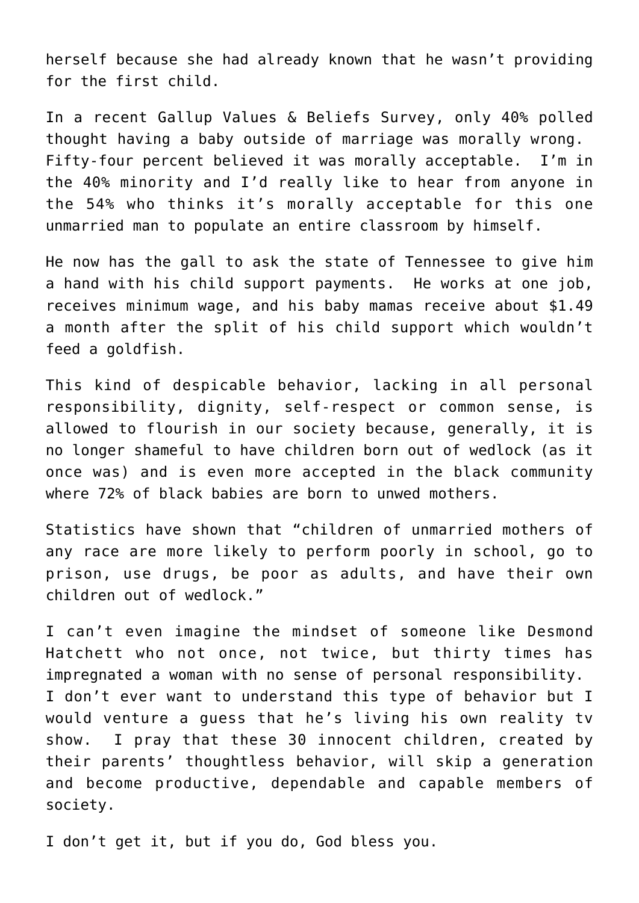herself because she had already known that he wasn't providing for the first child.

In a recent Gallup Values & Beliefs Survey, only 40% polled thought having a baby outside of marriage was morally wrong. Fifty-four percent believed it was morally acceptable. I'm in the 40% minority and I'd really like to hear from anyone in the 54% who thinks it's morally acceptable for this one unmarried man to populate an entire classroom by himself.

He now has the gall to ask the state of Tennessee to give him a hand with his child support payments. He works at one job, receives minimum wage, and his baby mamas receive about $1.49 a month after the split of his child support which wouldn't feed a goldfish.

This kind of despicable behavior, lacking in all personal responsibility, dignity, self-respect or common sense, is allowed to flourish in our society because, generally, it is no longer shameful to have children born out of wedlock (as it once was) and is even more accepted in the black community where 72% of black babies are born to unwed mothers.

Statistics have shown that "children of unmarried mothers of any race are more likely to perform poorly in school, go to prison, use drugs, be poor as adults, and have their own children out of wedlock."

I can't even imagine the mindset of someone like Desmond Hatchett who not once, not twice, but thirty times has impregnated a woman with no sense of personal responsibility. I don't ever want to understand this type of behavior but I would venture a guess that he's living his own reality tv show. I pray that these 30 innocent children, created by their parents' thoughtless behavior, will skip a generation and become productive, dependable and capable members of society.

I don't get it, but if you do, God bless you.